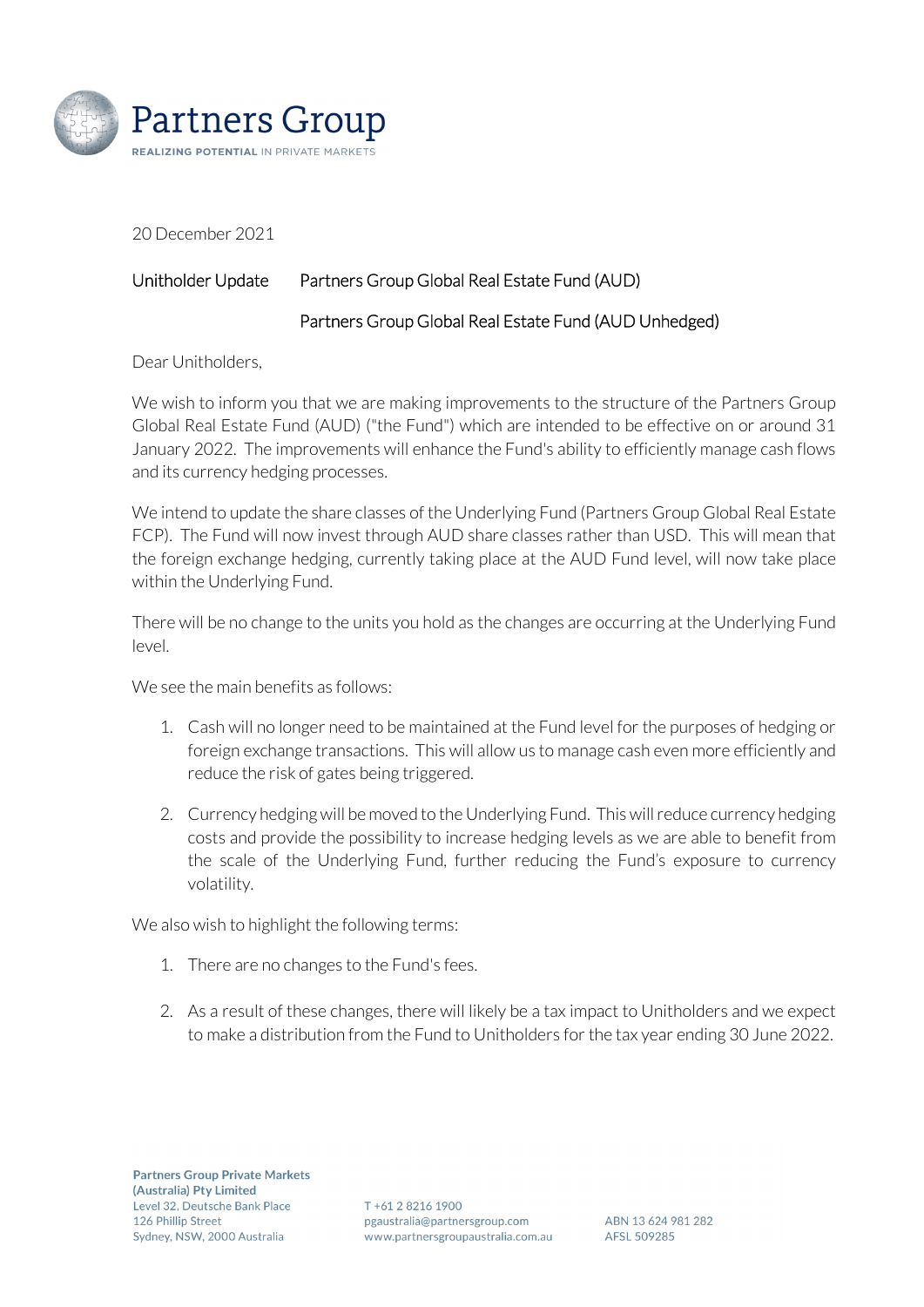Partners Group

REALIZING POTENTIAL IN PRIVATE MARKETS

20 December 2021

Unitholder Update — Partners Group Global Real Estate Fund (AUD)

Partners Group Global Real Estate Fund (AUD Unhedged)

Dear Unitholders,

We wish to inform you that we are making improvements to the structure of the Partners Group Global Real Estate Fund (AUD) ("the Fund") which are intended to be effective on or around 31 January 2022. The improvements will enhance the Fund's ability to efficiently manage cash flows and its currency hedging processes.

We intend to update the share classes of the Underlying Fund (Partners Group Global Real Estate FCP). The Fund will now invest through AUD share classes rather than USD. This will mean that the foreign exchange hedging, currently taking place at the AUD Fund level, will now take place within the Underlying Fund.

There will be no change to the units you hold as the changes are occurring at the Underlying Fund level.

We see the main benefits as follows:

1. Cash will no longer need to be maintained at the Fund level for the purposes of hedging or foreign exchange transactions. This will allow us to manage cash even more efficiently and reduce the risk of gates being triggered.
2. Currency hedging will be moved to the Underlying Fund. This will reduce currency hedging costs and provide the possibility to increase hedging levels as we are able to benefit from the scale of the Underlying Fund, further reducing the Fund's exposure to currency volatility.

We also wish to highlight the following terms:

1. There are no changes to the Fund's fees.
2. As a result of these changes, there will likely be a tax impact to Unitholders and we expect to make a distribution from the Fund to Unitholders for the tax year ending 30 June 2022.

**Partners Group Private Markets (Australia) Pty Limited**
Level 32, Deutsche Bank Place
126 Phillip Street
Sydney, NSW, 2000 Australia

T +61 2 8216 1900
pgaustralia@partnersgroup.com
www.partnersgroupaustralia.com.au

ABN 13 624 981 282
AFSL 509285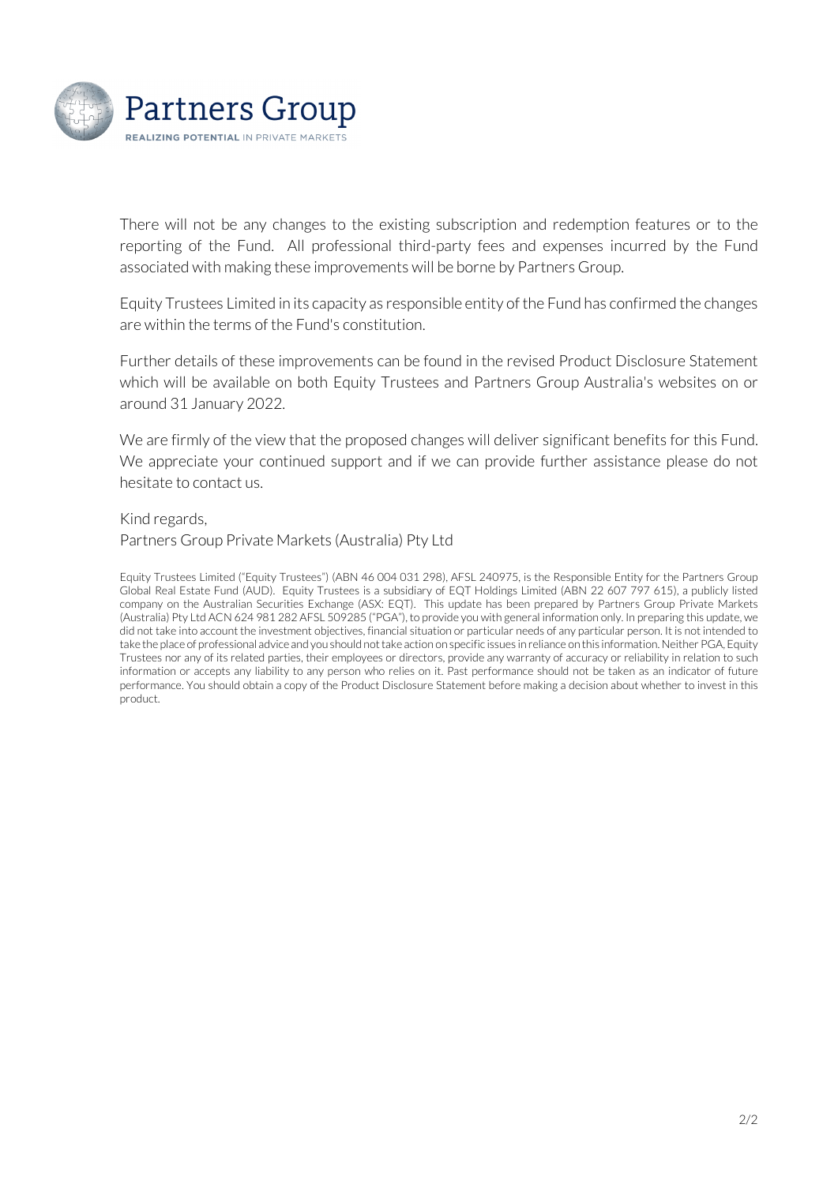There will not be any changes to the existing subscription and redemption features or to the reporting of the Fund. All professional third-party fees and expenses incurred by the Fund associated with making these improvements will be borne by Partners Group.

Equity Trustees Limited in its capacity as responsible entity of the Fund has confirmed the changes are within the terms of the Fund's constitution.

Further details of these improvements can be found in the revised Product Disclosure Statement which will be available on both Equity Trustees and Partners Group Australia's websites on or around 31 January 2022.

We are firmly of the view that the proposed changes will deliver significant benefits for this Fund. We appreciate your continued support and if we can provide further assistance please do not hesitate to contact us.

Kind regards,
Partners Group Private Markets (Australia) Pty Ltd

Equity Trustees Limited ("Equity Trustees") (ABN 46 004 031 298), AFSL 240975, is the Responsible Entity for the Partners Group Global Real Estate Fund (AUD). Equity Trustees is a subsidiary of EQT Holdings Limited (ABN 22 607 797 615), a publicly listed company on the Australian Securities Exchange (ASX: EQT). This update has been prepared by Partners Group Private Markets (Australia) Pty Ltd ACN 624 981 282 AFSL 509285 ("PGA"), to provide you with general information only. In preparing this update, we did not take into account the investment objectives, financial situation or particular needs of any particular person. It is not intended to take the place of professional advice and you should not take action on specific issues in reliance on this information. Neither PGA, Equity Trustees nor any of its related parties, their employees or directors, provide any warranty of accuracy or reliability in relation to such information or accepts any liability to any person who relies on it. Past performance should not be taken as an indicator of future performance. You should obtain a copy of the Product Disclosure Statement before making a decision about whether to invest in this product.